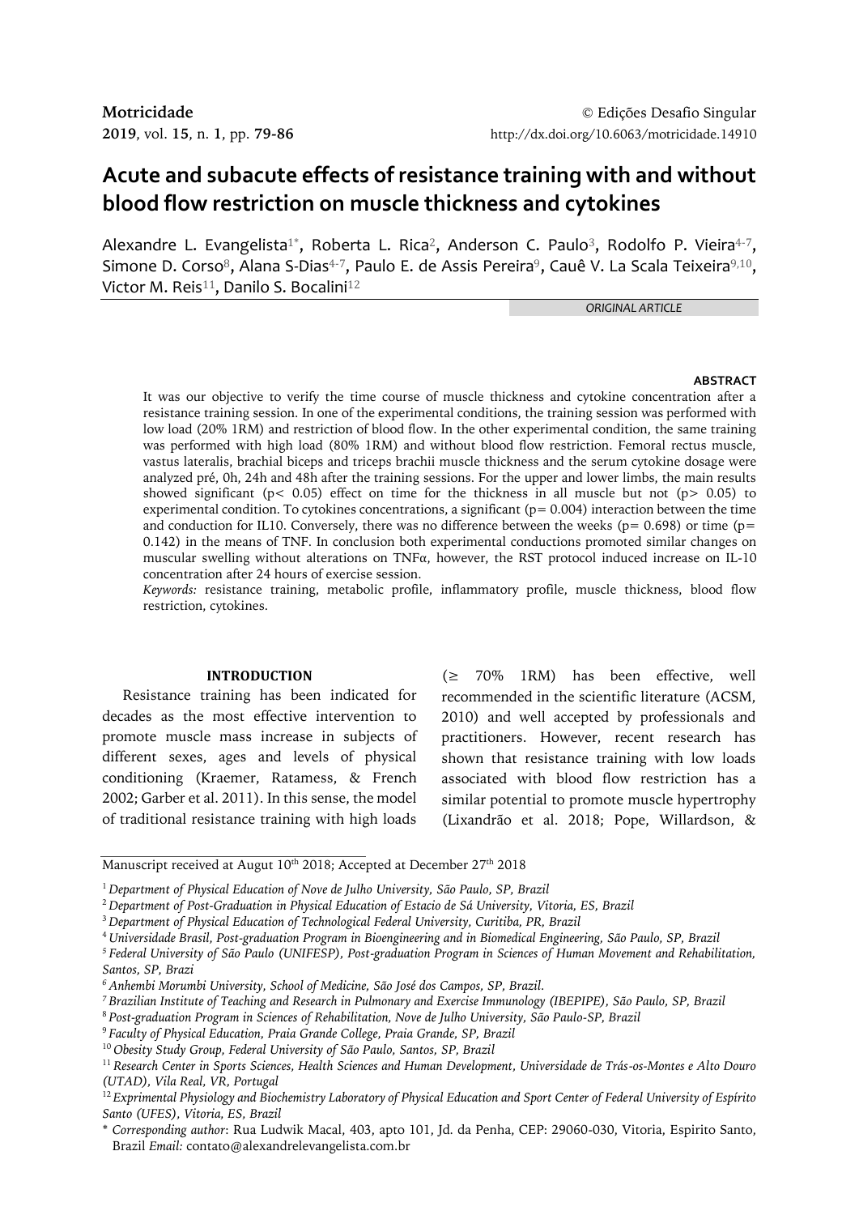# Acute and subacute effects of resistance training with and without blood flow restriction on muscle thickness and cytokines

Alexandre L. Evangelista[1*], Roberta L. Rica[2], Anderson C. Paulo[3], Rodolfo P. Vieira[4-7], Simone D. Corso[8], Alana S-Dias[4-7], Paulo E. de Assis Pereira[9], Cauê V. La Scala Teixeira[9,10], Victor M. Reis[11], Danilo S. Bocalini[12]

*ORIGINAL ARTICLE*

## ABSTRACT

It was our objective to verify the time course of muscle thickness and cytokine concentration after a resistance training session. In one of the experimental conditions, the training session was performed with low load (20% 1RM) and restriction of blood flow. In the other experimental condition, the same training was performed with high load (80% 1RM) and without blood flow restriction. Femoral rectus muscle, vastus lateralis, brachial biceps and triceps brachii muscle thickness and the serum cytokine dosage were analyzed pré, 0h, 24h and 48h after the training sessions. For the upper and lower limbs, the main results showed significant ($p < 0.05$) effect on time for the thickness in all muscle but not ($p > 0.05$) to experimental condition. To cytokines concentrations, a significant ($p = 0.004$) interaction between the time and conduction for IL10. Conversely, there was no difference between the weeks ($p = 0.698$) or time ($p = 0.142$) in the means of TNF. In conclusion both experimental conductions promoted similar changes on muscular swelling without alterations on TNFα, however, the RST protocol induced increase on IL-10 concentration after 24 hours of exercise session.

*Keywords:* resistance training, metabolic profile, inflammatory profile, muscle thickness, blood flow restriction, cytokines.

## INTRODUCTION

Resistance training has been indicated for decades as the most effective intervention to promote muscle mass increase in subjects of different sexes, ages and levels of physical conditioning (Kraemer, Ratamess, & French 2002; Garber et al. 2011). In this sense, the model of traditional resistance training with high loads (≥ 70% 1RM) has been effective, well recommended in the scientific literature (ACSM, 2010) and well accepted by professionals and practitioners. However, recent research has shown that resistance training with low loads associated with blood flow restriction has a similar potential to promote muscle hypertrophy (Lixandrão et al. 2018; Pope, Willardson, &

Manuscript received at Augut 10th 2018; Accepted at December 27th 2018

[1] *Department of Physical Education of Nove de Julho University, São Paulo, SP, Brazil*

[2] *Department of Post-Graduation in Physical Education of Estacio de Sá University, Vitoria, ES, Brazil*

[3] *Department of Physical Education of Technological Federal University, Curitiba, PR, Brazil*

[4] *Universidade Brasil, Post-graduation Program in Bioengineering and in Biomedical Engineering, São Paulo, SP, Brazil*

[5] *Federal University of São Paulo (UNIFESP), Post-graduation Program in Sciences of Human Movement and Rehabilitation, Santos, SP, Brazi*

[6] *Anhembi Morumbi University, School of Medicine, São José dos Campos, SP, Brazil.*

[7] *Brazilian Institute of Teaching and Research in Pulmonary and Exercise Immunology (IBEPIPE), São Paulo, SP, Brazil*

[8] *Post-graduation Program in Sciences of Rehabilitation, Nove de Julho University, São Paulo-SP, Brazil*

[9] *Faculty of Physical Education, Praia Grande College, Praia Grande, SP, Brazil*

[10] *Obesity Study Group, Federal University of São Paulo, Santos, SP, Brazil*

[11] *Research Center in Sports Sciences, Health Sciences and Human Development, Universidade de Trás-os-Montes e Alto Douro (UTAD), Vila Real, VR, Portugal*

[12] *Exprimental Physiology and Biochemistry Laboratory of Physical Education and Sport Center of Federal University of Espírito Santo (UFES), Vitoria, ES, Brazil*

\* *Corresponding author*: Rua Ludwik Macal, 403, apto 101, Jd. da Penha, CEP: 29060-030, Vitoria, Espirito Santo, Brazil *Email:* contato@alexandrelevangelista.com.br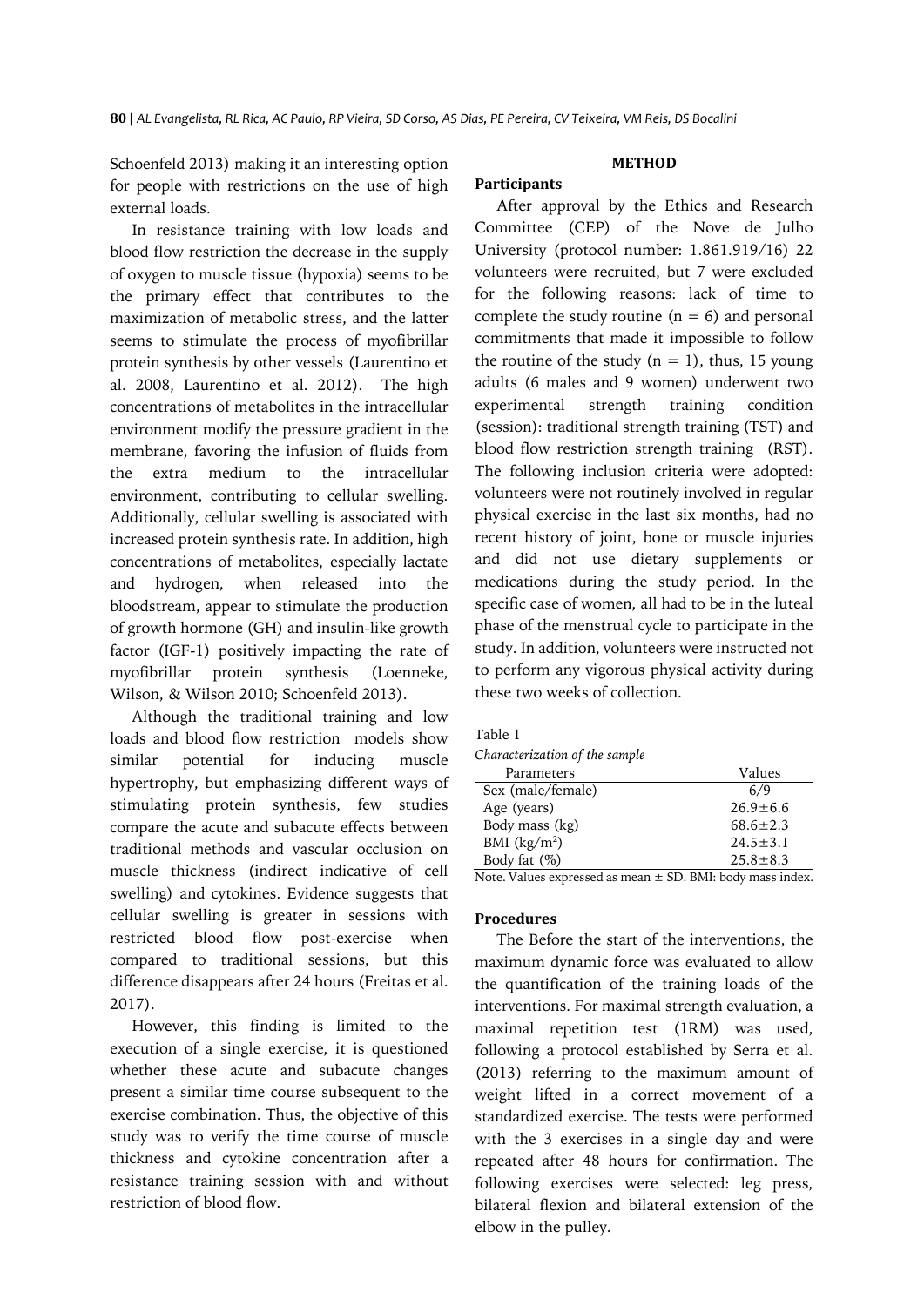Schoenfeld 2013) making it an interesting option for people with restrictions on the use of high external loads.

In resistance training with low loads and blood flow restriction the decrease in the supply of oxygen to muscle tissue (hypoxia) seems to be the primary effect that contributes to the maximization of metabolic stress, and the latter seems to stimulate the process of myofibrillar protein synthesis by other vessels (Laurentino et al. 2008, Laurentino et al. 2012). The high concentrations of metabolites in the intracellular environment modify the pressure gradient in the membrane, favoring the infusion of fluids from the extra medium to the intracellular environment, contributing to cellular swelling. Additionally, cellular swelling is associated with increased protein synthesis rate. In addition, high concentrations of metabolites, especially lactate and hydrogen, when released into the bloodstream, appear to stimulate the production of growth hormone (GH) and insulin-like growth factor (IGF-1) positively impacting the rate of myofibrillar protein synthesis (Loenneke, Wilson, & Wilson 2010; Schoenfeld 2013).

Although the traditional training and low loads and blood flow restriction models show similar potential for inducing muscle hypertrophy, but emphasizing different ways of stimulating protein synthesis, few studies compare the acute and subacute effects between traditional methods and vascular occlusion on muscle thickness (indirect indicative of cell swelling) and cytokines. Evidence suggests that cellular swelling is greater in sessions with restricted blood flow post-exercise when compared to traditional sessions, but this difference disappears after 24 hours (Freitas et al. 2017).

However, this finding is limited to the execution of a single exercise, it is questioned whether these acute and subacute changes present a similar time course subsequent to the exercise combination. Thus, the objective of this study was to verify the time course of muscle thickness and cytokine concentration after a resistance training session with and without restriction of blood flow.

## METHOD

### Participants

After approval by the Ethics and Research Committee (CEP) of the Nove de Julho University (protocol number: 1.861.919/16) 22 volunteers were recruited, but 7 were excluded for the following reasons: lack of time to complete the study routine (n = 6) and personal commitments that made it impossible to follow the routine of the study (n = 1), thus, 15 young adults (6 males and 9 women) underwent two experimental strength training condition (session): traditional strength training (TST) and blood flow restriction strength training (RST). The following inclusion criteria were adopted: volunteers were not routinely involved in regular physical exercise in the last six months, had no recent history of joint, bone or muscle injuries and did not use dietary supplements or medications during the study period. In the specific case of women, all had to be in the luteal phase of the menstrual cycle to participate in the study. In addition, volunteers were instructed not to perform any vigorous physical activity during these two weeks of collection.

Table 1
*Characterization of the sample*

| Parameters | Values |
| --- | --- |
| Sex (male/female) | 6/9 |
| Age (years) | 26.9±6.6 |
| Body mass (kg) | 68.6±2.3 |
| BMI (kg/m$^2$) | 24.5±3.1 |
| Body fat (%) | 25.8±8.3 |

Note. Values expressed as mean ± SD. BMI: body mass index.

### Procedures

The Before the start of the interventions, the maximum dynamic force was evaluated to allow the quantification of the training loads of the interventions. For maximal strength evaluation, a maximal repetition test (1RM) was used, following a protocol established by Serra et al. (2013) referring to the maximum amount of weight lifted in a correct movement of a standardized exercise. The tests were performed with the 3 exercises in a single day and were repeated after 48 hours for confirmation. The following exercises were selected: leg press, bilateral flexion and bilateral extension of the elbow in the pulley.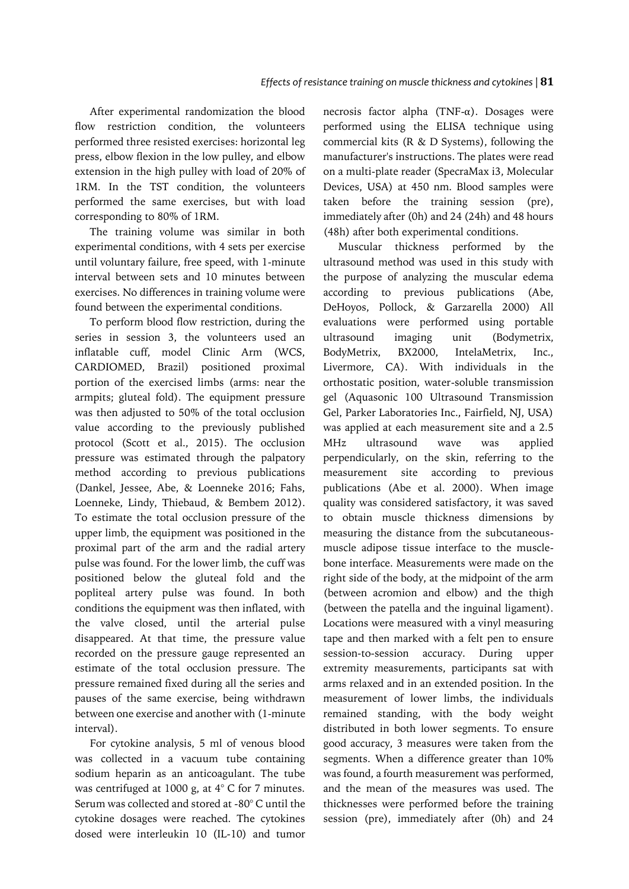After experimental randomization the blood flow restriction condition, the volunteers performed three resisted exercises: horizontal leg press, elbow flexion in the low pulley, and elbow extension in the high pulley with load of 20% of 1RM. In the TST condition, the volunteers performed the same exercises, but with load corresponding to 80% of 1RM.

The training volume was similar in both experimental conditions, with 4 sets per exercise until voluntary failure, free speed, with 1-minute interval between sets and 10 minutes between exercises. No differences in training volume were found between the experimental conditions.

To perform blood flow restriction, during the series in session 3, the volunteers used an inflatable cuff, model Clinic Arm (WCS, CARDIOMED, Brazil) positioned proximal portion of the exercised limbs (arms: near the armpits; gluteal fold). The equipment pressure was then adjusted to 50% of the total occlusion value according to the previously published protocol (Scott et al., 2015). The occlusion pressure was estimated through the palpatory method according to previous publications (Dankel, Jessee, Abe, & Loenneke 2016; Fahs, Loenneke, Lindy, Thiebaud, & Bembem 2012). To estimate the total occlusion pressure of the upper limb, the equipment was positioned in the proximal part of the arm and the radial artery pulse was found. For the lower limb, the cuff was positioned below the gluteal fold and the popliteal artery pulse was found. In both conditions the equipment was then inflated, with the valve closed, until the arterial pulse disappeared. At that time, the pressure value recorded on the pressure gauge represented an estimate of the total occlusion pressure. The pressure remained fixed during all the series and pauses of the same exercise, being withdrawn between one exercise and another with (1-minute interval).

For cytokine analysis, 5 ml of venous blood was collected in a vacuum tube containing sodium heparin as an anticoagulant. The tube was centrifuged at 1000 g, at 4° C for 7 minutes. Serum was collected and stored at -80° C until the cytokine dosages were reached. The cytokines dosed were interleukin 10 (IL-10) and tumor necrosis factor alpha (TNF-α). Dosages were performed using the ELISA technique using commercial kits (R & D Systems), following the manufacturer's instructions. The plates were read on a multi-plate reader (SpecraMax i3, Molecular Devices, USA) at 450 nm. Blood samples were taken before the training session (pre), immediately after (0h) and 24 (24h) and 48 hours (48h) after both experimental conditions.

Muscular thickness performed by the ultrasound method was used in this study with the purpose of analyzing the muscular edema according to previous publications (Abe, DeHoyos, Pollock, & Garzarella 2000) All evaluations were performed using portable ultrasound imaging unit (Bodymetrix, BodyMetrix, BX2000, IntelaMetrix, Inc., Livermore, CA). With individuals in the orthostatic position, water-soluble transmission gel (Aquasonic 100 Ultrasound Transmission Gel, Parker Laboratories Inc., Fairfield, NJ, USA) was applied at each measurement site and a 2.5 MHz ultrasound wave was applied perpendicularly, on the skin, referring to the measurement site according to previous publications (Abe et al. 2000). When image quality was considered satisfactory, it was saved to obtain muscle thickness dimensions by measuring the distance from the subcutaneous-muscle adipose tissue interface to the muscle-bone interface. Measurements were made on the right side of the body, at the midpoint of the arm (between acromion and elbow) and the thigh (between the patella and the inguinal ligament). Locations were measured with a vinyl measuring tape and then marked with a felt pen to ensure session-to-session accuracy. During upper extremity measurements, participants sat with arms relaxed and in an extended position. In the measurement of lower limbs, the individuals remained standing, with the body weight distributed in both lower segments. To ensure good accuracy, 3 measures were taken from the segments. When a difference greater than 10% was found, a fourth measurement was performed, and the mean of the measures was used. The thicknesses were performed before the training session (pre), immediately after (0h) and 24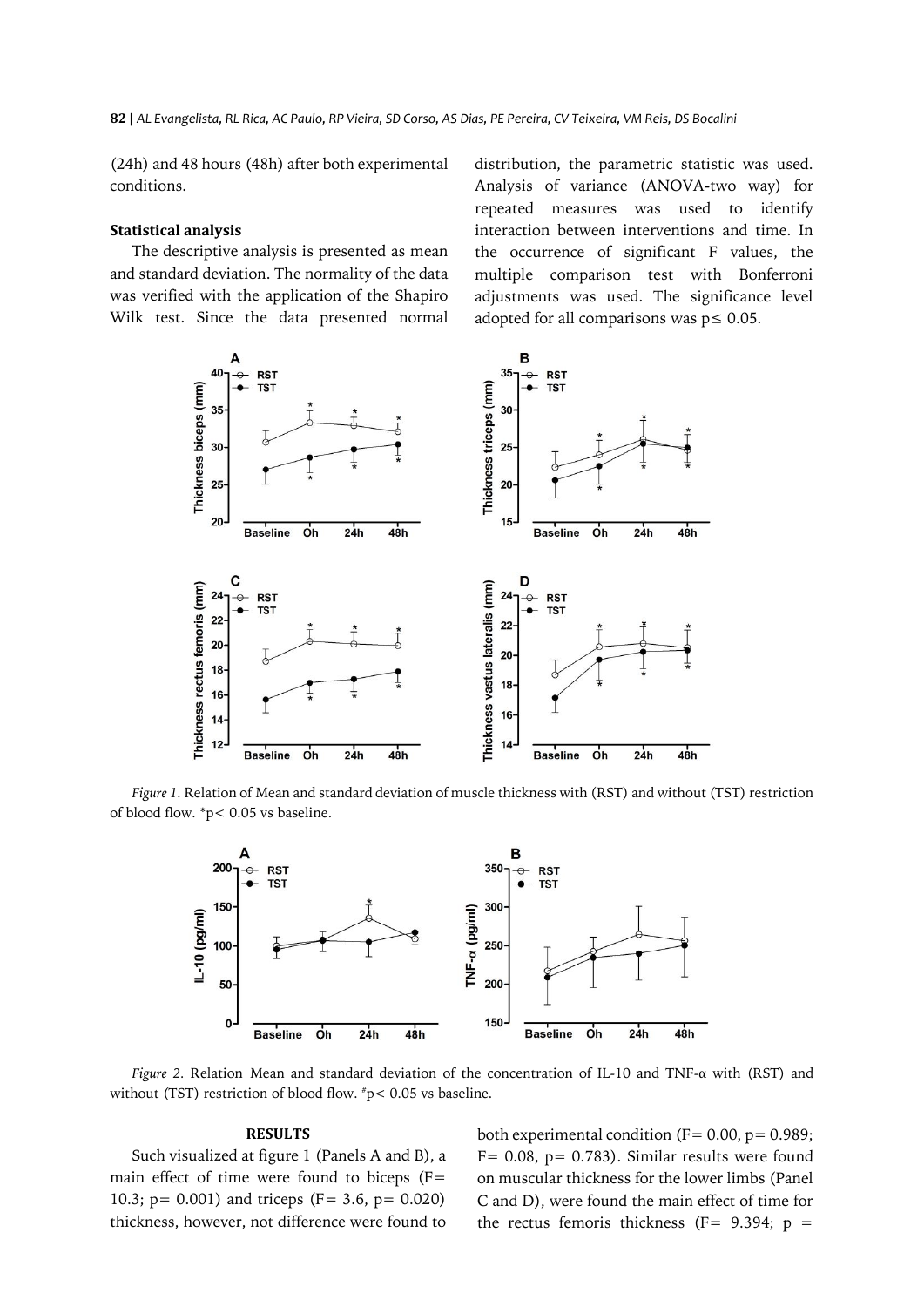(24h) and 48 hours (48h) after both experimental conditions.

**Statistical analysis**

The descriptive analysis is presented as mean and standard deviation. The normality of the data was verified with the application of the Shapiro Wilk test. Since the data presented normal distribution, the parametric statistic was used. Analysis of variance (ANOVA-two way) for repeated measures was used to identify interaction between interventions and time. In the occurrence of significant F values, the multiple comparison test with Bonferroni adjustments was used. The significance level adopted for all comparisons was $p \leq 0.05$.

*Figure 1.* Relation of Mean and standard deviation of muscle thickness with (RST) and without (TST) restriction of blood flow. *$p < 0.05$ vs baseline.

*Figure 2.* Relation Mean and standard deviation of the concentration of IL-10 and TNF-α with (RST) and without (TST) restriction of blood flow. #$p < 0.05$ vs baseline.

**RESULTS**

Such visualized at figure 1 (Panels A and B), a main effect of time were found to biceps ($F = 10.3$; $p = 0.001$) and triceps ($F = 3.6$, $p = 0.020$) thickness, however, not difference were found to both experimental condition ($F = 0.00$, $p = 0.989$; $F = 0.08$, $p = 0.783$). Similar results were found on muscular thickness for the lower limbs (Panel C and D), were found the main effect of time for the rectus femoris thickness ($F = 9.394$; $p =$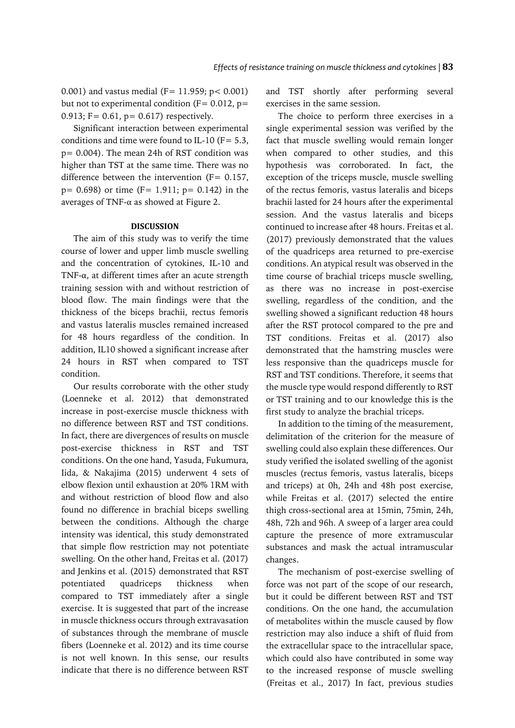0.001) and vastus medial ($F = 11.959$; $p < 0.001$) but not to experimental condition ($F = 0.012$, $p = 0.913$; $F = 0.61$, $p = 0.617$) respectively.

Significant interaction between experimental conditions and time were found to IL-10 ($F = 5.3$, $p = 0.004$). The mean 24h of RST condition was higher than TST at the same time. There was no difference between the intervention ($F = 0.157$, $p = 0.698$) or time ($F = 1.911$; $p = 0.142$) in the averages of TNF-α as showed at Figure 2.

## DISCUSSION

The aim of this study was to verify the time course of lower and upper limb muscle swelling and the concentration of cytokines, IL-10 and TNF-α, at different times after an acute strength training session with and without restriction of blood flow. The main findings were that the thickness of the biceps brachii, rectus femoris and vastus lateralis muscles remained increased for 48 hours regardless of the condition. In addition, IL10 showed a significant increase after 24 hours in RST when compared to TST condition.

Our results corroborate with the other study (Loenneke et al. 2012) that demonstrated increase in post-exercise muscle thickness with no difference between RST and TST conditions. In fact, there are divergences of results on muscle post-exercise thickness in RST and TST conditions. On the one hand, Yasuda, Fukumura, Iida, & Nakajima (2015) underwent 4 sets of elbow flexion until exhaustion at 20% 1RM with and without restriction of blood flow and also found no difference in brachial biceps swelling between the conditions. Although the charge intensity was identical, this study demonstrated that simple flow restriction may not potentiate swelling. On the other hand, Freitas et al. (2017) and Jenkins et al. (2015) demonstrated that RST potentiated quadriceps thickness when compared to TST immediately after a single exercise. It is suggested that part of the increase in muscle thickness occurs through extravasation of substances through the membrane of muscle fibers (Loenneke et al. 2012) and its time course is not well known. In this sense, our results indicate that there is no difference between RST and TST shortly after performing several exercises in the same session.

The choice to perform three exercises in a single experimental session was verified by the fact that muscle swelling would remain longer when compared to other studies, and this hypothesis was corroborated. In fact, the exception of the triceps muscle, muscle swelling of the rectus femoris, vastus lateralis and biceps brachii lasted for 24 hours after the experimental session. And the vastus lateralis and biceps continued to increase after 48 hours. Freitas et al. (2017) previously demonstrated that the values of the quadriceps area returned to pre-exercise conditions. An atypical result was observed in the time course of brachial triceps muscle swelling, as there was no increase in post-exercise swelling, regardless of the condition, and the swelling showed a significant reduction 48 hours after the RST protocol compared to the pre and TST conditions. Freitas et al. (2017) also demonstrated that the hamstring muscles were less responsive than the quadriceps muscle for RST and TST conditions. Therefore, it seems that the muscle type would respond differently to RST or TST training and to our knowledge this is the first study to analyze the brachial triceps.

In addition to the timing of the measurement, delimitation of the criterion for the measure of swelling could also explain these differences. Our study verified the isolated swelling of the agonist muscles (rectus femoris, vastus lateralis, biceps and triceps) at 0h, 24h and 48h post exercise, while Freitas et al. (2017) selected the entire thigh cross-sectional area at 15min, 75min, 24h, 48h, 72h and 96h. A sweep of a larger area could capture the presence of more extramuscular substances and mask the actual intramuscular changes.

The mechanism of post-exercise swelling of force was not part of the scope of our research, but it could be different between RST and TST conditions. On the one hand, the accumulation of metabolites within the muscle caused by flow restriction may also induce a shift of fluid from the extracellular space to the intracellular space, which could also have contributed in some way to the increased response of muscle swelling (Freitas et al., 2017) In fact, previous studies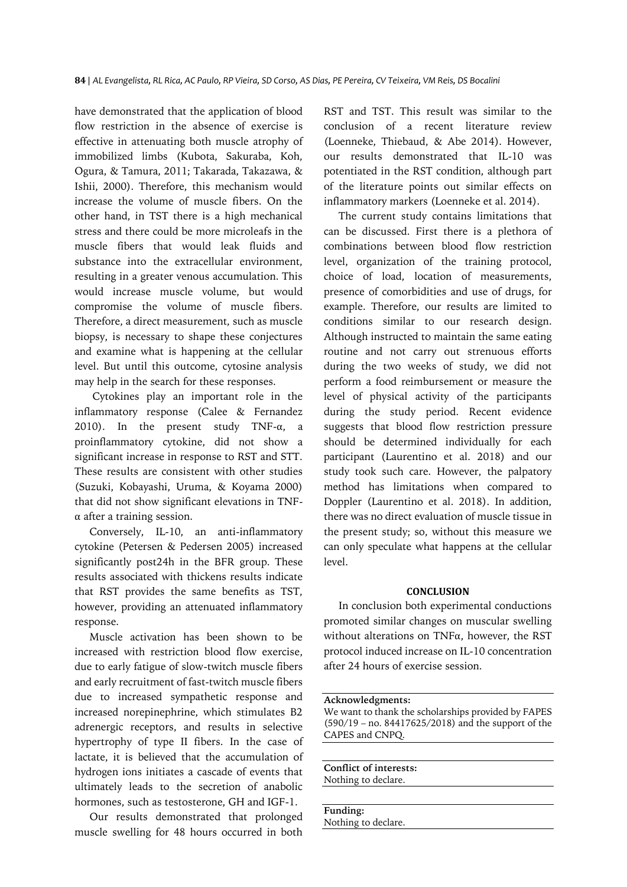have demonstrated that the application of blood flow restriction in the absence of exercise is effective in attenuating both muscle atrophy of immobilized limbs (Kubota, Sakuraba, Koh, Ogura, & Tamura, 2011; Takarada, Takazawa, & Ishii, 2000). Therefore, this mechanism would increase the volume of muscle fibers. On the other hand, in TST there is a high mechanical stress and there could be more microleafs in the muscle fibers that would leak fluids and substance into the extracellular environment, resulting in a greater venous accumulation. This would increase muscle volume, but would compromise the volume of muscle fibers. Therefore, a direct measurement, such as muscle biopsy, is necessary to shape these conjectures and examine what is happening at the cellular level. But until this outcome, cytosine analysis may help in the search for these responses.

Cytokines play an important role in the inflammatory response (Calee & Fernandez 2010). In the present study TNF-α, a proinflammatory cytokine, did not show a significant increase in response to RST and STT. These results are consistent with other studies (Suzuki, Kobayashi, Uruma, & Koyama 2000) that did not show significant elevations in TNF-α after a training session.

Conversely, IL-10, an anti-inflammatory cytokine (Petersen & Pedersen 2005) increased significantly post24h in the BFR group. These results associated with thickens results indicate that RST provides the same benefits as TST, however, providing an attenuated inflammatory response.

Muscle activation has been shown to be increased with restriction blood flow exercise, due to early fatigue of slow-twitch muscle fibers and early recruitment of fast-twitch muscle fibers due to increased sympathetic response and increased norepinephrine, which stimulates B2 adrenergic receptors, and results in selective hypertrophy of type II fibers. In the case of lactate, it is believed that the accumulation of hydrogen ions initiates a cascade of events that ultimately leads to the secretion of anabolic hormones, such as testosterone, GH and IGF-1.

Our results demonstrated that prolonged muscle swelling for 48 hours occurred in both RST and TST. This result was similar to the conclusion of a recent literature review (Loenneke, Thiebaud, & Abe 2014). However, our results demonstrated that IL-10 was potentiated in the RST condition, although part of the literature points out similar effects on inflammatory markers (Loenneke et al. 2014).

The current study contains limitations that can be discussed. First there is a plethora of combinations between blood flow restriction level, organization of the training protocol, choice of load, location of measurements, presence of comorbidities and use of drugs, for example. Therefore, our results are limited to conditions similar to our research design. Although instructed to maintain the same eating routine and not carry out strenuous efforts during the two weeks of study, we did not perform a food reimbursement or measure the level of physical activity of the participants during the study period. Recent evidence suggests that blood flow restriction pressure should be determined individually for each participant (Laurentino et al. 2018) and our study took such care. However, the palpatory method has limitations when compared to Doppler (Laurentino et al. 2018). In addition, there was no direct evaluation of muscle tissue in the present study; so, without this measure we can only speculate what happens at the cellular level.

## CONCLUSION

In conclusion both experimental conductions promoted similar changes on muscular swelling without alterations on TNFα, however, the RST protocol induced increase on IL-10 concentration after 24 hours of exercise session.

**Acknowledgments:**
We want to thank the scholarships provided by FAPES (590/19 – no. 84417625/2018) and the support of the CAPES and CNPQ.

**Conflict of interests:**
Nothing to declare.

**Funding:**
Nothing to declare.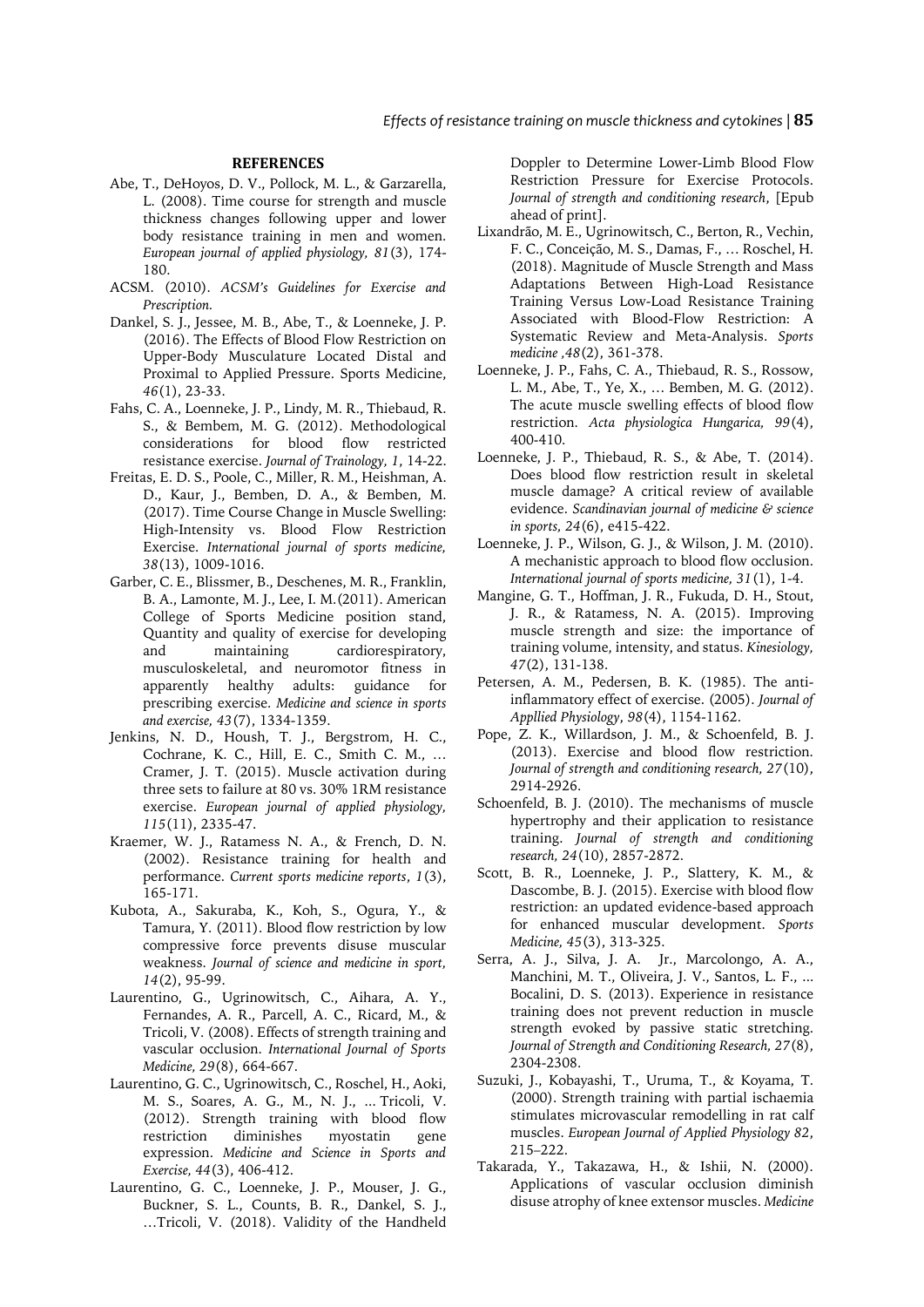## REFERENCES

Abe, T., DeHoyos, D. V., Pollock, M. L., & Garzarella, L. (2008). Time course for strength and muscle thickness changes following upper and lower body resistance training in men and women. *European journal of applied physiology, 81*(3), 174-180.

ACSM. (2010). *ACSM's Guidelines for Exercise and Prescription.*

Dankel, S. J., Jessee, M. B., Abe, T., & Loenneke, J. P. (2016). The Effects of Blood Flow Restriction on Upper-Body Musculature Located Distal and Proximal to Applied Pressure. Sports Medicine, *46*(1), 23-33.

Fahs, C. A., Loenneke, J. P., Lindy, M. R., Thiebaud, R. S., & Bembem, M. G. (2012). Methodological considerations for blood flow restricted resistance exercise. *Journal of Trainology, 1*, 14-22.

Freitas, E. D. S., Poole, C., Miller, R. M., Heishman, A. D., Kaur, J., Bemben, D. A., & Bemben, M. (2017). Time Course Change in Muscle Swelling: High-Intensity vs. Blood Flow Restriction Exercise. *International journal of sports medicine, 38*(13), 1009-1016.

Garber, C. E., Blissmer, B., Deschenes, M. R., Franklin, B. A., Lamonte, M. J., Lee, I. M.(2011). American College of Sports Medicine position stand, Quantity and quality of exercise for developing and maintaining cardiorespiratory, musculoskeletal, and neuromotor fitness in apparently healthy adults: guidance for prescribing exercise. *Medicine and science in sports and exercise, 43*(7), 1334-1359.

Jenkins, N. D., Housh, T. J., Bergstrom, H. C., Cochrane, K. C., Hill, E. C., Smith C. M., … Cramer, J. T. (2015). Muscle activation during three sets to failure at 80 vs. 30% 1RM resistance exercise. *European journal of applied physiology, 115*(11), 2335-47.

Kraemer, W. J., Ratamess N. A., & French, D. N. (2002). Resistance training for health and performance. *Current sports medicine reports*, *1*(3), 165-171.

Kubota, A., Sakuraba, K., Koh, S., Ogura, Y., & Tamura, Y. (2011). Blood flow restriction by low compressive force prevents disuse muscular weakness. *Journal of science and medicine in sport, 14*(2), 95-99.

Laurentino, G., Ugrinowitsch, C., Aihara, A. Y., Fernandes, A. R., Parcell, A. C., Ricard, M., & Tricoli, V. (2008). Effects of strength training and vascular occlusion. *International Journal of Sports Medicine, 29*(8), 664-667.

Laurentino, G. C., Ugrinowitsch, C., Roschel, H., Aoki, M. S., Soares, A. G., M., N. J., ... Tricoli, V. (2012). Strength training with blood flow restriction diminishes myostatin gene expression. *Medicine and Science in Sports and Exercise, 44*(3), 406-412.

Laurentino, G. C., Loenneke, J. P., Mouser, J. G., Buckner, S. L., Counts, B. R., Dankel, S. J., …Tricoli, V. (2018). Validity of the Handheld Doppler to Determine Lower-Limb Blood Flow Restriction Pressure for Exercise Protocols. *Journal of strength and conditioning research*, [Epub ahead of print].

Lixandrão, M. E., Ugrinowitsch, C., Berton, R., Vechin, F. C., Conceição, M. S., Damas, F., … Roschel, H. (2018). Magnitude of Muscle Strength and Mass Adaptations Between High-Load Resistance Training Versus Low-Load Resistance Training Associated with Blood-Flow Restriction: A Systematic Review and Meta-Analysis. *Sports medicine ,48*(2), 361-378.

Loenneke, J. P., Fahs, C. A., Thiebaud, R. S., Rossow, L. M., Abe, T., Ye, X., … Bemben, M. G. (2012). The acute muscle swelling effects of blood flow restriction. *Acta physiologica Hungarica, 99*(4), 400-410.

Loenneke, J. P., Thiebaud, R. S., & Abe, T. (2014). Does blood flow restriction result in skeletal muscle damage? A critical review of available evidence. *Scandinavian journal of medicine & science in sports, 24*(6), e415-422.

Loenneke, J. P., Wilson, G. J., & Wilson, J. M. (2010). A mechanistic approach to blood flow occlusion. *International journal of sports medicine, 31*(1), 1-4.

Mangine, G. T., Hoffman, J. R., Fukuda, D. H., Stout, J. R., & Ratamess, N. A. (2015). Improving muscle strength and size: the importance of training volume, intensity, and status. *Kinesiology, 47*(2), 131-138.

Petersen, A. M., Pedersen, B. K. (1985). The anti-inflammatory effect of exercise. (2005). *Journal of Appllied Physiology*, *98*(4), 1154-1162.

Pope, Z. K., Willardson, J. M., & Schoenfeld, B. J. (2013). Exercise and blood flow restriction. *Journal of strength and conditioning research, 27*(10), 2914-2926.

Schoenfeld, B. J. (2010). The mechanisms of muscle hypertrophy and their application to resistance training. *Journal of strength and conditioning research, 24*(10), 2857-2872.

Scott, B. R., Loenneke, J. P., Slattery, K. M., & Dascombe, B. J. (2015). Exercise with blood flow restriction: an updated evidence-based approach for enhanced muscular development. *Sports Medicine, 45*(3), 313-325.

Serra, A. J., Silva, J. A. Jr., Marcolongo, A. A., Manchini, M. T., Oliveira, J. V., Santos, L. F., ... Bocalini, D. S. (2013). Experience in resistance training does not prevent reduction in muscle strength evoked by passive static stretching. *Journal of Strength and Conditioning Research, 27*(8), 2304-2308.

Suzuki, J., Kobayashi, T., Uruma, T., & Koyama, T. (2000). Strength training with partial ischaemia stimulates microvascular remodelling in rat calf muscles. *European Journal of Applied Physiology 82*, 215–222.

Takarada, Y., Takazawa, H., & Ishii, N. (2000). Applications of vascular occlusion diminish disuse atrophy of knee extensor muscles. *Medicine*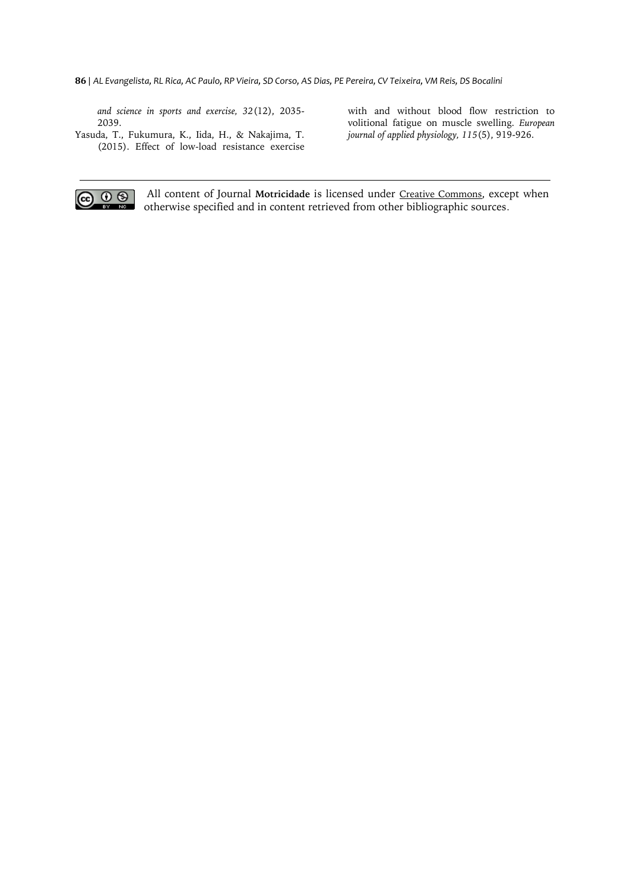*and science in sports and exercise, 32*(12), 2035-2039.

Yasuda, T., Fukumura, K., Iida, H., & Nakajima, T. (2015). Effect of low-load resistance exercise with and without blood flow restriction to volitional fatigue on muscle swelling. *European journal of applied physiology, 115*(5), 919-926.

---

All content of Journal **Motricidade** is licensed under Creative Commons, except when otherwise specified and in content retrieved from other bibliographic sources.